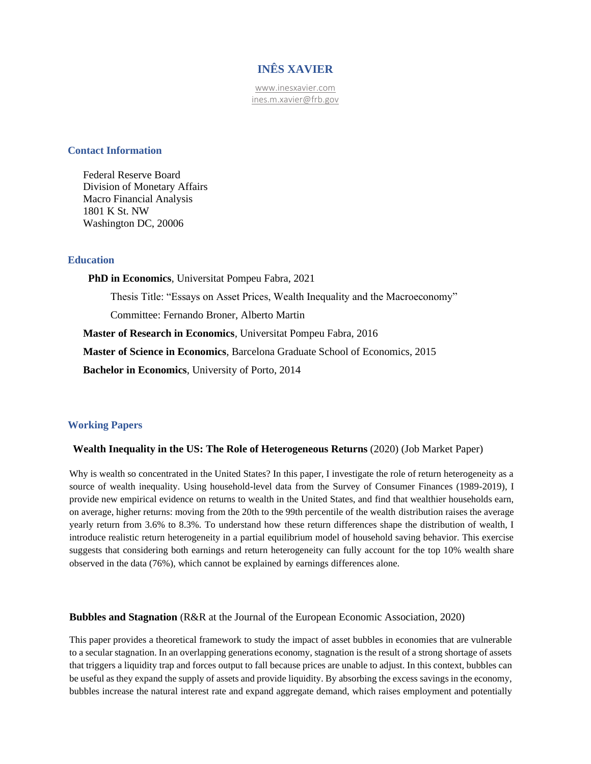# INÊS XAVIER

www.inesxavier.com
ines.m.xavier@frb.gov

## Contact Information

Federal Reserve Board
Division of Monetary Affairs
Macro Financial Analysis
1801 K St. NW
Washington DC, 20006

## Education

**PhD in Economics**, Universitat Pompeu Fabra, 2021

Thesis Title: "Essays on Asset Prices, Wealth Inequality and the Macroeconomy"

Committee: Fernando Broner, Alberto Martin

**Master of Research in Economics**, Universitat Pompeu Fabra, 2016

**Master of Science in Economics**, Barcelona Graduate School of Economics, 2015

**Bachelor in Economics**, University of Porto, 2014

## Working Papers

**Wealth Inequality in the US: The Role of Heterogeneous Returns** (2020) (Job Market Paper)

Why is wealth so concentrated in the United States? In this paper, I investigate the role of return heterogeneity as a source of wealth inequality. Using household-level data from the Survey of Consumer Finances (1989-2019), I provide new empirical evidence on returns to wealth in the United States, and find that wealthier households earn, on average, higher returns: moving from the 20th to the 99th percentile of the wealth distribution raises the average yearly return from 3.6% to 8.3%. To understand how these return differences shape the distribution of wealth, I introduce realistic return heterogeneity in a partial equilibrium model of household saving behavior. This exercise suggests that considering both earnings and return heterogeneity can fully account for the top 10% wealth share observed in the data (76%), which cannot be explained by earnings differences alone.

**Bubbles and Stagnation** (R&R at the Journal of the European Economic Association, 2020)

This paper provides a theoretical framework to study the impact of asset bubbles in economies that are vulnerable to a secular stagnation. In an overlapping generations economy, stagnation is the result of a strong shortage of assets that triggers a liquidity trap and forces output to fall because prices are unable to adjust. In this context, bubbles can be useful as they expand the supply of assets and provide liquidity. By absorbing the excess savings in the economy, bubbles increase the natural interest rate and expand aggregate demand, which raises employment and potentially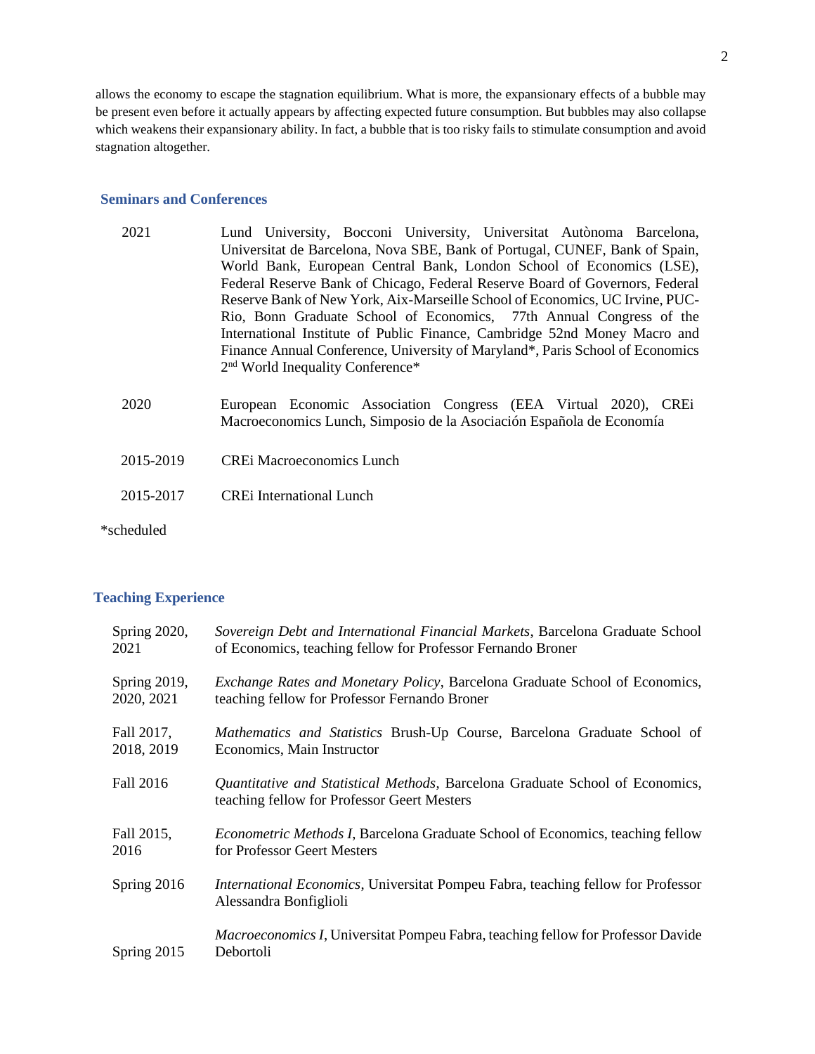allows the economy to escape the stagnation equilibrium. What is more, the expansionary effects of a bubble may be present even before it actually appears by affecting expected future consumption. But bubbles may also collapse which weakens their expansionary ability. In fact, a bubble that is too risky fails to stimulate consumption and avoid stagnation altogether.

## Seminars and Conferences

| | |
|---|---|
| 2021 | Lund University, Bocconi University, Universitat Autònoma Barcelona, Universitat de Barcelona, Nova SBE, Bank of Portugal, CUNEF, Bank of Spain, World Bank, European Central Bank, London School of Economics (LSE), Federal Reserve Bank of Chicago, Federal Reserve Board of Governors, Federal Reserve Bank of New York, Aix-Marseille School of Economics, UC Irvine, PUC-Rio, Bonn Graduate School of Economics, 77th Annual Congress of the International Institute of Public Finance, Cambridge 52nd Money Macro and Finance Annual Conference, University of Maryland*, Paris School of Economics 2nd World Inequality Conference* |
| 2020 | European Economic Association Congress (EEA Virtual 2020), CREi Macroeconomics Lunch, Simposio de la Asociación Española de Economía |
| 2015-2019 | CREi Macroeconomics Lunch |
| 2015-2017 | CREi International Lunch |

*scheduled

## Teaching Experience

| | |
|---|---|
| Spring 2020, 2021 | *Sovereign Debt and International Financial Markets*, Barcelona Graduate School of Economics, teaching fellow for Professor Fernando Broner |
| Spring 2019, 2020, 2021 | *Exchange Rates and Monetary Policy*, Barcelona Graduate School of Economics, teaching fellow for Professor Fernando Broner |
| Fall 2017, 2018, 2019 | *Mathematics and Statistics* Brush-Up Course, Barcelona Graduate School of Economics, Main Instructor |
| Fall 2016 | *Quantitative and Statistical Methods*, Barcelona Graduate School of Economics, teaching fellow for Professor Geert Mesters |
| Fall 2015, 2016 | *Econometric Methods I*, Barcelona Graduate School of Economics, teaching fellow for Professor Geert Mesters |
| Spring 2016 | *International Economics*, Universitat Pompeu Fabra, teaching fellow for Professor Alessandra Bonfiglioli |
| Spring 2015 | *Macroeconomics I*, Universitat Pompeu Fabra, teaching fellow for Professor Davide Debortoli |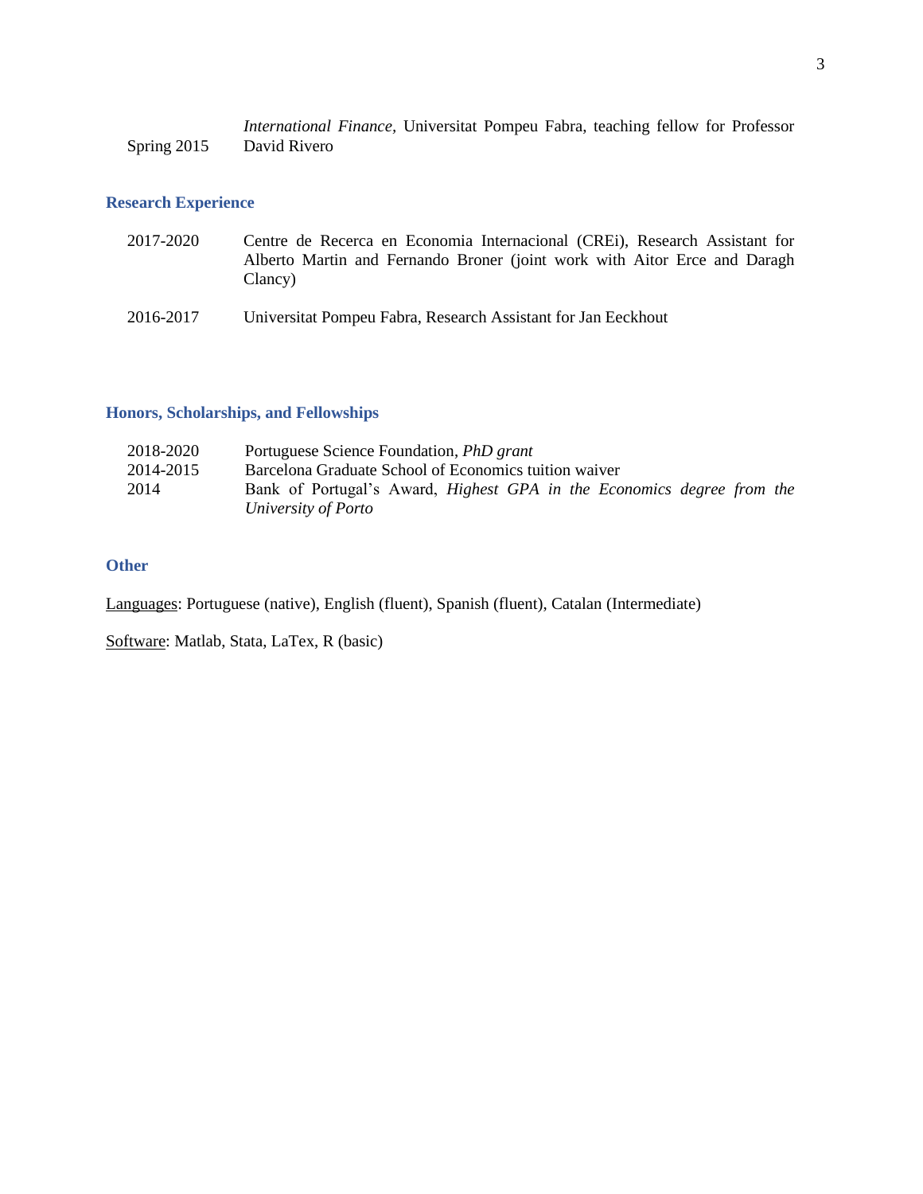Spring 2015 — *International Finance*, Universitat Pompeu Fabra, teaching fellow for Professor David Rivero

## Research Experience

2017-2020 — Centre de Recerca en Economia Internacional (CREi), Research Assistant for Alberto Martin and Fernando Broner (joint work with Aitor Erce and Daragh Clancy)

2016-2017 — Universitat Pompeu Fabra, Research Assistant for Jan Eeckhout

## Honors, Scholarships, and Fellowships

2018-2020 — Portuguese Science Foundation, *PhD grant*

2014-2015 — Barcelona Graduate School of Economics tuition waiver

2014 — Bank of Portugal's Award, *Highest GPA in the Economics degree from the University of Porto*

## Other

Languages: Portuguese (native), English (fluent), Spanish (fluent), Catalan (Intermediate)

Software: Matlab, Stata, LaTex, R (basic)